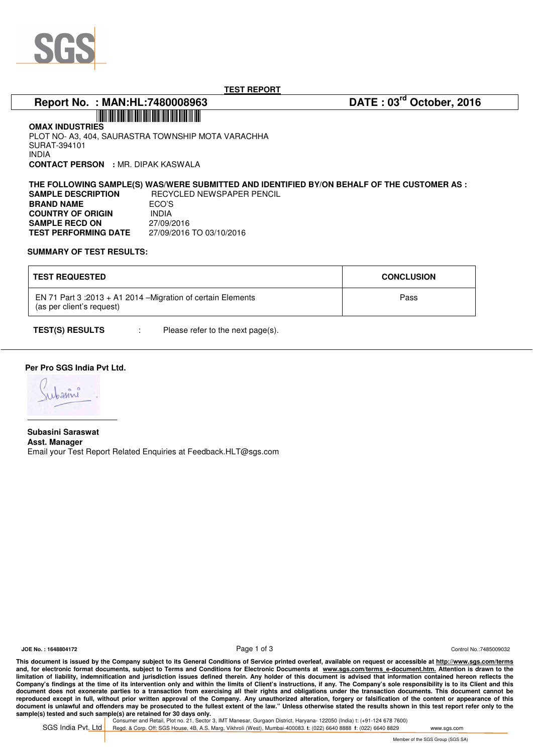SGS

# TEST REPORT

**Report No. : MAN:HL:7480008963** **DATE : 03rd October, 2016**

**OMAX INDUSTRIES**
PLOT NO- A3, 404, SAURASTRA TOWNSHIP MOTA VARACHHA
SURAT-394101
INDIA
**CONTACT PERSON : MR. DIPAK KASWALA**

**THE FOLLOWING SAMPLE(S) WAS/WERE SUBMITTED AND IDENTIFIED BY/ON BEHALF OF THE CUSTOMER AS :**

**SAMPLE DESCRIPTION** RECYCLED NEWSPAPER PENCIL
**BRAND NAME** ECO'S
**COUNTRY OF ORIGIN** INDIA
**SAMPLE RECD ON** 27/09/2016
**TEST PERFORMING DATE** 27/09/2016 TO 03/10/2016

**SUMMARY OF TEST RESULTS:**

| TEST REQUESTED | CONCLUSION |
|---|---|
| EN 71 Part 3 :2013 + A1 2014 –Migration of certain Elements (as per client's request) | Pass |

**TEST(S) RESULTS** : Please refer to the next page(s).

**Per Pro SGS India Pvt Ltd.**

**Subasini Saraswat**
**Asst. Manager**
Email your Test Report Related Enquiries at Feedback.HLT@sgs.com

**JOE No. : 1648804172** Control No.:7485009032

**This document is issued by the Company subject to its General Conditions of Service printed overleaf, available on request or accessible at http://www.sgs.com/terms and, for electronic format documents, subject to Terms and Conditions for Electronic Documents at www.sgs.com/terms_e-document.htm. Attention is drawn to the limitation of liability, indemnification and jurisdiction issues defined therein. Any holder of this document is advised that information contained hereon reflects the Company's findings at the time of its intervention only and within the limits of Client's instructions, if any. The Company's sole responsibility is to its Client and this document does not exonerate parties to a transaction from exercising all their rights and obligations under the transaction documents. This document cannot be reproduced except in full, without prior written approval of the Company. Any unauthorized alteration, forgery or falsification of the content or appearance of this document is unlawful and offenders may be prosecuted to the fullest extent of the law." Unless otherwise stated the results shown in this test report refer only to the sample(s) tested and such sample(s) are retained for 30 days only.**

SGS India Pvt. Ltd | Consumer and Retail, Plot no. 21, Sector 3, IMT Manesar, Gurgaon District, Haryana- 122050 (India) t: (+91-124 678 7600)
Regd. & Corp. Off: SGS House, 4B, A.S. Marg, Vikhroli (West), Mumbai-400083. t: (022) 6640 8888 f: (022) 6640 8829 www.sgs.com

Member of the SGS Group (SGS SA)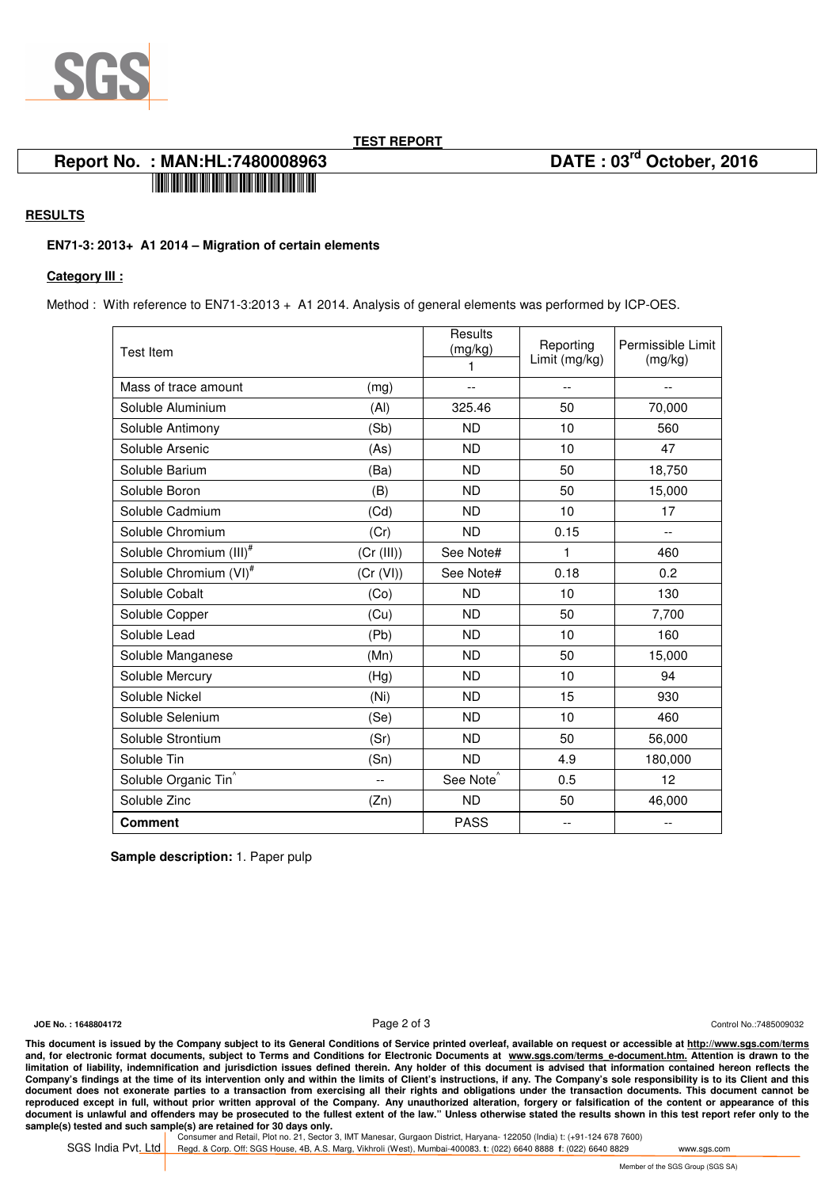**TEST REPORT**

**Report No. : MAN:HL:7480008963** **DATE : 03rd October, 2016**

## RESULTS

**EN71-3: 2013+ A1 2014 – Migration of certain elements**

**Category III :**

Method : With reference to EN71-3:2013 + A1 2014. Analysis of general elements was performed by ICP-OES.

| Test Item | | Results (mg/kg) 1 | Reporting Limit (mg/kg) | Permissible Limit (mg/kg) |
|---|---|---|---|---|
| Mass of trace amount | (mg) | -- | -- | -- |
| Soluble Aluminium | (Al) | 325.46 | 50 | 70,000 |
| Soluble Antimony | (Sb) | ND | 10 | 560 |
| Soluble Arsenic | (As) | ND | 10 | 47 |
| Soluble Barium | (Ba) | ND | 50 | 18,750 |
| Soluble Boron | (B) | ND | 50 | 15,000 |
| Soluble Cadmium | (Cd) | ND | 10 | 17 |
| Soluble Chromium | (Cr) | ND | 0.15 | -- |
| Soluble Chromium (III)# | (Cr (III)) | See Note# | 1 | 460 |
| Soluble Chromium (VI)# | (Cr (VI)) | See Note# | 0.18 | 0.2 |
| Soluble Cobalt | (Co) | ND | 10 | 130 |
| Soluble Copper | (Cu) | ND | 50 | 7,700 |
| Soluble Lead | (Pb) | ND | 10 | 160 |
| Soluble Manganese | (Mn) | ND | 50 | 15,000 |
| Soluble Mercury | (Hg) | ND | 10 | 94 |
| Soluble Nickel | (Ni) | ND | 15 | 930 |
| Soluble Selenium | (Se) | ND | 10 | 460 |
| Soluble Strontium | (Sr) | ND | 50 | 56,000 |
| Soluble Tin | (Sn) | ND | 4.9 | 180,000 |
| Soluble Organic Tin^ | -- | See Note^ | 0.5 | 12 |
| Soluble Zinc | (Zn) | ND | 50 | 46,000 |
| **Comment** | | PASS | -- | -- |

**Sample description:** 1. Paper pulp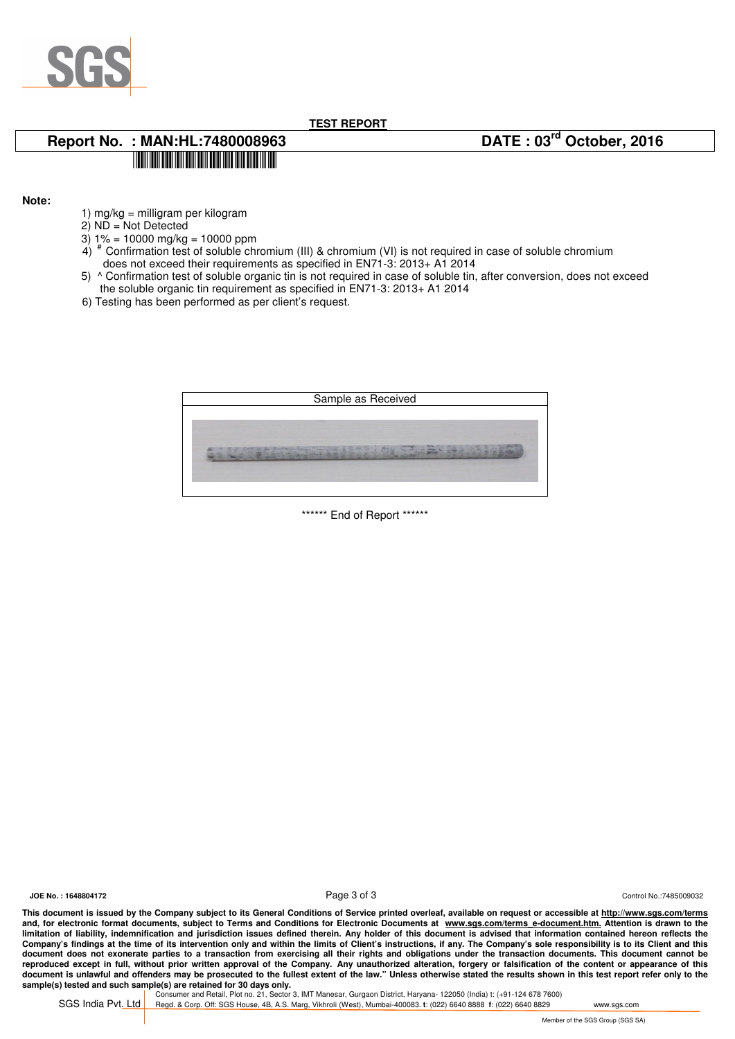**TEST REPORT**

**Report No. : MAN:HL:7480008963** **DATE : 03rd October, 2016**

**Note:**

1) mg/kg = milligram per kilogram
2) ND = Not Detected
3) 1% = 10000 mg/kg = 10000 ppm
4) # Confirmation test of soluble chromium (III) & chromium (VI) is not required in case of soluble chromium does not exceed their requirements as specified in EN71-3: 2013+ A1 2014
5) ^ Confirmation test of soluble organic tin is not required in case of soluble tin, after conversion, does not exceed the soluble organic tin requirement as specified in EN71-3: 2013+ A1 2014
6) Testing has been performed as per client's request.

Sample as Received

****** End of Report ******

**JOE No. : 1648804172**

Control No.:7485009032

**This document is issued by the Company subject to its General Conditions of Service printed overleaf, available on request or accessible at http://www.sgs.com/terms and, for electronic format documents, subject to Terms and Conditions for Electronic Documents at www.sgs.com/terms_e-document.htm. Attention is drawn to the limitation of liability, indemnification and jurisdiction issues defined therein. Any holder of this document is advised that information contained hereon reflects the Company's findings at the time of its intervention only and within the limits of Client's instructions, if any. The Company's sole responsibility is to its Client and this document does not exonerate parties to a transaction from exercising all their rights and obligations under the transaction documents. This document cannot be reproduced except in full, without prior written approval of the Company. Any unauthorized alteration, forgery or falsification of the content or appearance of this document is unlawful and offenders may be prosecuted to the fullest extent of the law." Unless otherwise stated the results shown in this test report refer only to the sample(s) tested and such sample(s) are retained for 30 days only.**

SGS India Pvt. Ltd | Consumer and Retail, Plot no. 21, Sector 3, IMT Manesar, Gurgaon District, Haryana- 122050 (India) t: (+91-124 678 7600)
Regd. & Corp. Off: SGS House, 4B, A.S. Marg, Vikhroli (West), Mumbai-400083. t: (022) 6640 8888 f: (022) 6640 8829 www.sgs.com

Member of the SGS Group (SGS SA)